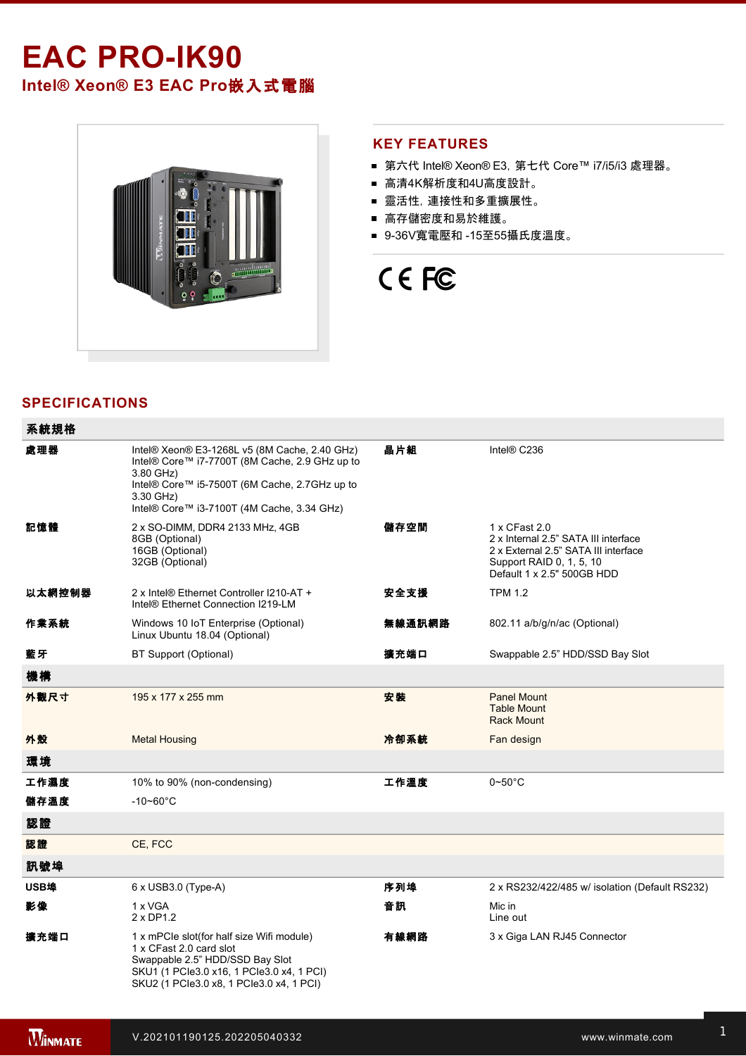# EAC PRO-IK90

## Intel® Xeon® E3 EAC Pro嵌入式電腦

## KEY FEATURES

- 第六代 Intel® Xeon® E3, 第七代 Core™ i7/i5/i3 處理器。
- 高清4K解析度和4U高度設計。
- 靈活性, 連接性和多重擴展性。
- 高存儲密度和易於維護。
- 9-36V寬電壓和 -15至55攝氏度溫度。

## SPECIFICATIONS

| 系統規格 | | | |
|---|---|---|---|
| **處理器** | Intel® Xeon® E3-1268L v5 (8M Cache, 2.40 GHz)<br>Intel® Core™ i7-7700T (8M Cache, 2.9 GHz up to 3.80 GHz)<br>Intel® Core™ i5-7500T (6M Cache, 2.7GHz up to 3.30 GHz)<br>Intel® Core™ i3-7100T (4M Cache, 3.34 GHz) | **晶片組** | Intel® C236 |
| **記憶體** | 2 x SO-DIMM, DDR4 2133 MHz, 4GB<br>8GB (Optional)<br>16GB (Optional)<br>32GB (Optional) | **儲存空間** | 1 x CFast 2.0<br>2 x Internal 2.5" SATA III interface<br>2 x External 2.5" SATA III interface<br>Support RAID 0, 1, 5, 10<br>Default 1 x 2.5" 500GB HDD |
| **以太網控制器** | 2 x Intel® Ethernet Controller I210-AT +<br>Intel® Ethernet Connection I219-LM | **安全支援** | TPM 1.2 |
| **作業系統** | Windows 10 IoT Enterprise (Optional)<br>Linux Ubuntu 18.04 (Optional) | **無線通訊網路** | 802.11 a/b/g/n/ac (Optional) |
| **藍牙** | BT Support (Optional) | **擴充端口** | Swappable 2.5" HDD/SSD Bay Slot |
| **機構** | | | |
| **外觀尺寸** | 195 x 177 x 255 mm | **安裝** | Panel Mount<br>Table Mount<br>Rack Mount |
| **外殼** | Metal Housing | **冷卻系統** | Fan design |
| **環境** | | | |
| **工作濕度** | 10% to 90% (non-condensing) | **工作溫度** | 0~50°C |
| **儲存溫度** | -10~60°C | | |
| **認證** | | | |
| **認證** | CE, FCC | | |
| **訊號埠** | | | |
| **USB埠** | 6 x USB3.0 (Type-A) | **序列埠** | 2 x RS232/422/485 w/ isolation (Default RS232) |
| **影像** | 1 x VGA<br>2 x DP1.2 | **音訊** | Mic in<br>Line out |
| **擴充端口** | 1 x mPCIe slot(for half size Wifi module)<br>1 x CFast 2.0 card slot<br>Swappable 2.5" HDD/SSD Bay Slot<br>SKU1 (1 PCIe3.0 x16, 1 PCIe3.0 x4, 1 PCI)<br>SKU2 (1 PCIe3.0 x8, 1 PCIe3.0 x4, 1 PCI) | **有線網路** | 3 x Giga LAN RJ45 Connector |

V.202101190125.202205040332

www.winmate.com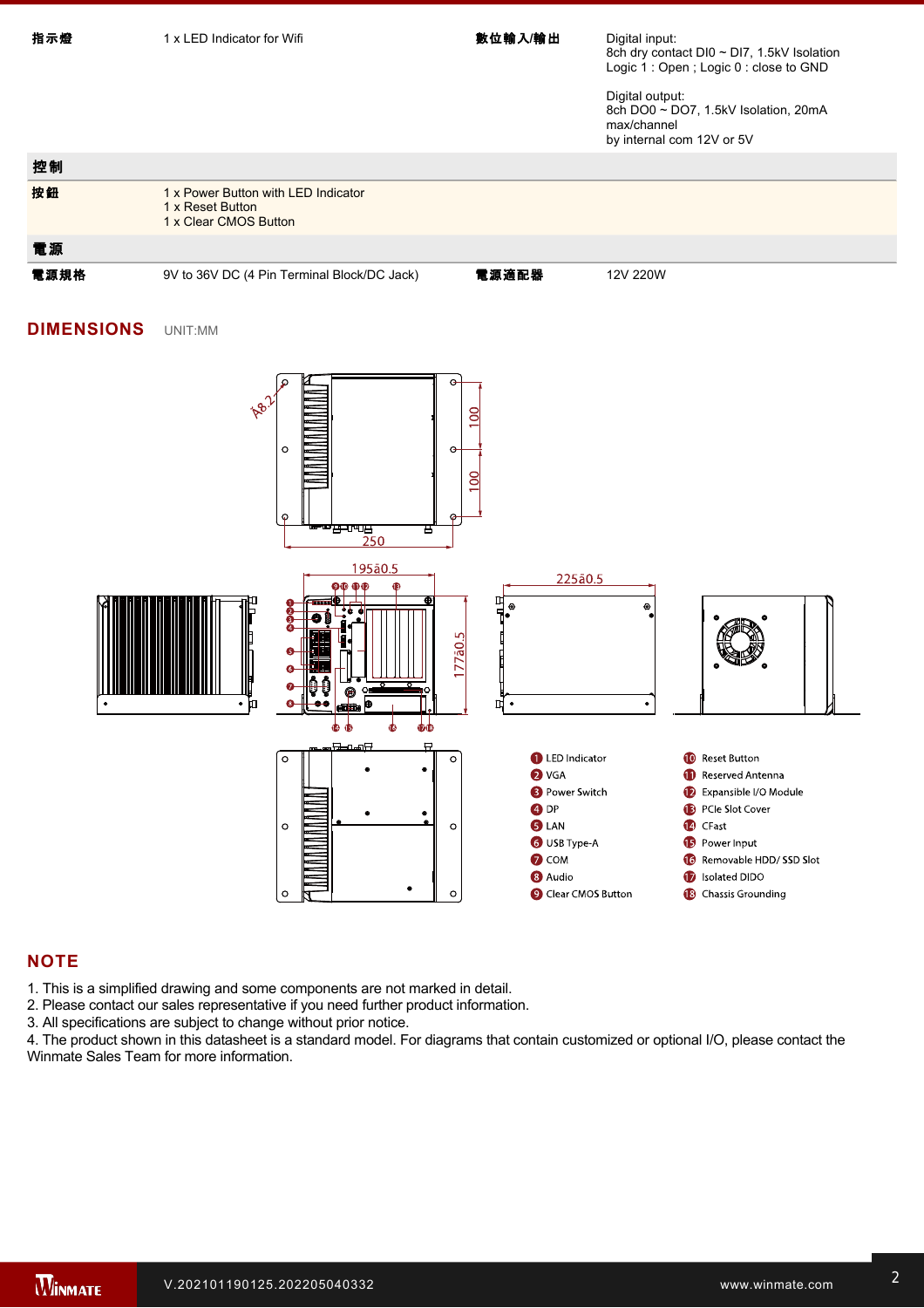| | | | |
|---|---|---|---|
| 指示燈 | 1 x LED Indicator for Wifi | 數位輸入/輸出 | Digital input:<br>8ch dry contact DI0 ~ DI7, 1.5kV Isolation<br>Logic 1 : Open ; Logic 0 : close to GND<br><br>Digital output:<br>8ch DO0 ~ DO7, 1.5kV Isolation, 20mA max/channel<br>by internal com 12V or 5V |
| **控制** | | | |
| 按鈕 | 1 x Power Button with LED Indicator<br>1 x Reset Button<br>1 x Clear CMOS Button | | |
| **電源** | | | |
| 電源規格 | 9V to 36V DC (4 Pin Terminal Block/DC Jack) | 電源適配器 | 12V 220W |

## DIMENSIONS UNIT:MM

Ã8.2
100
100
250
195â0.5
177â0.5
225â0.5

1. LED Indicator
2. VGA
3. Power Switch
4. DP
5. LAN
6. USB Type-A
7. COM
8. Audio
9. Clear CMOS Button
10. Reset Button
11. Reserved Antenna
12. Expansible I/O Module
13. PCIe Slot Cover
14. CFast
15. Power Input
16. Removable HDD/ SSD Slot
17. Isolated DIDO
18. Chassis Grounding

## NOTE

1. This is a simplified drawing and some components are not marked in detail.
2. Please contact our sales representative if you need further product information.
3. All specifications are subject to change without prior notice.
4. The product shown in this datasheet is a standard model. For diagrams that contain customized or optional I/O, please contact the Winmate Sales Team for more information.